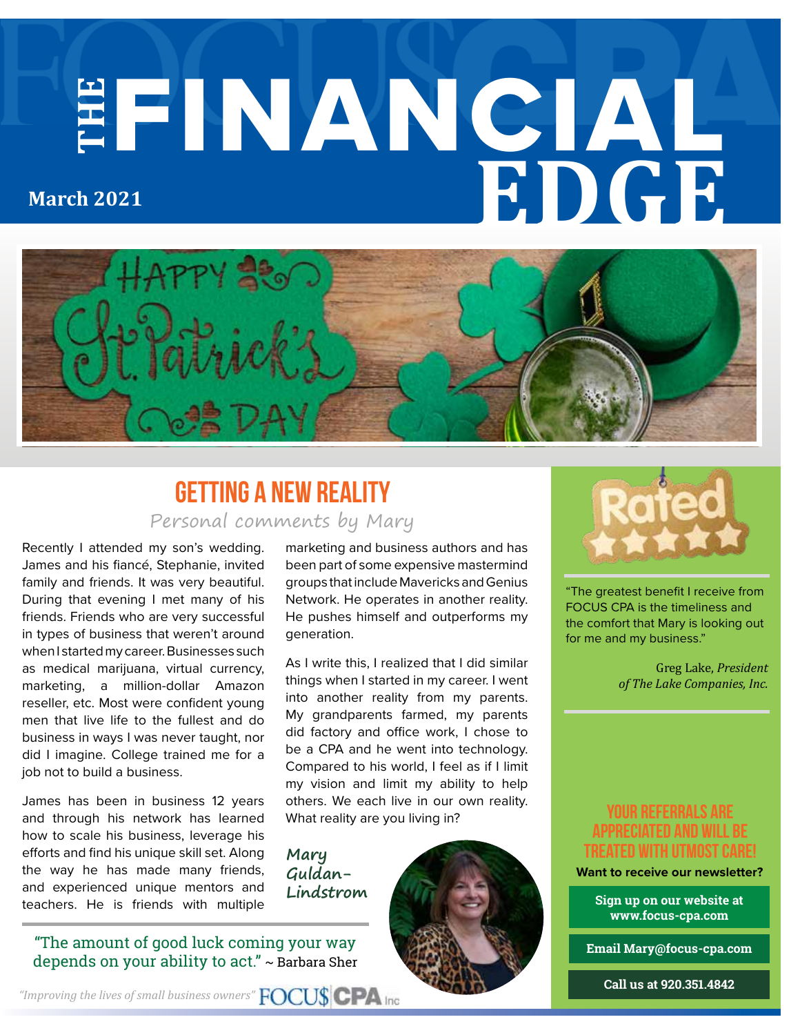# THE FINANCIAL EDGE

**March 2021**

## GETTING A NEW REALITY

*Personal comments by Mary*

Recently I attended my son's wedding. James and his fiancé, Stephanie, invited family and friends. It was very beautiful. During that evening I met many of his friends. Friends who are very successful in types of business that weren't around when I started my career. Businesses such as medical marijuana, virtual currency, marketing, a million-dollar Amazon reseller, etc. Most were confident young men that live life to the fullest and do business in ways I was never taught, nor did I imagine. College trained me for a job not to build a business.

James has been in business 12 years and through his network has learned how to scale his business, leverage his efforts and find his unique skill set. Along the way he has made many friends, and experienced unique mentors and teachers. He is friends with multiple marketing and business authors and has been part of some expensive mastermind groups that include Mavericks and Genius Network. He operates in another reality. He pushes himself and outperforms my generation.

As I write this, I realized that I did similar things when I started in my career. I went into another reality from my parents. My grandparents farmed, my parents did factory and office work, I chose to be a CPA and he went into technology. Compared to his world, I feel as if I limit my vision and limit my ability to help others. We each live in our own reality. What reality are you living in?

*Mary Guldan-Lindstrom*

"The amount of good luck coming your way depends on your ability to act." ~ Barbara Sher

"The greatest benefit I receive from FOCUS CPA is the timeliness and the comfort that Mary is looking out for me and my business."

Greg Lake, *President of The Lake Companies, Inc.*

### YOUR REFERRALS ARE APPRECIATED AND WILL BE TREATED WITH UTMOST CARE!

**Want to receive our newsletter?**

**Sign up on our website at www.focus-cpa.com**

**Email Mary@focus-cpa.com**

**Call us at 920.351.4842**

*"Improving the lives of small business owners"* FOCU$ CPA Inc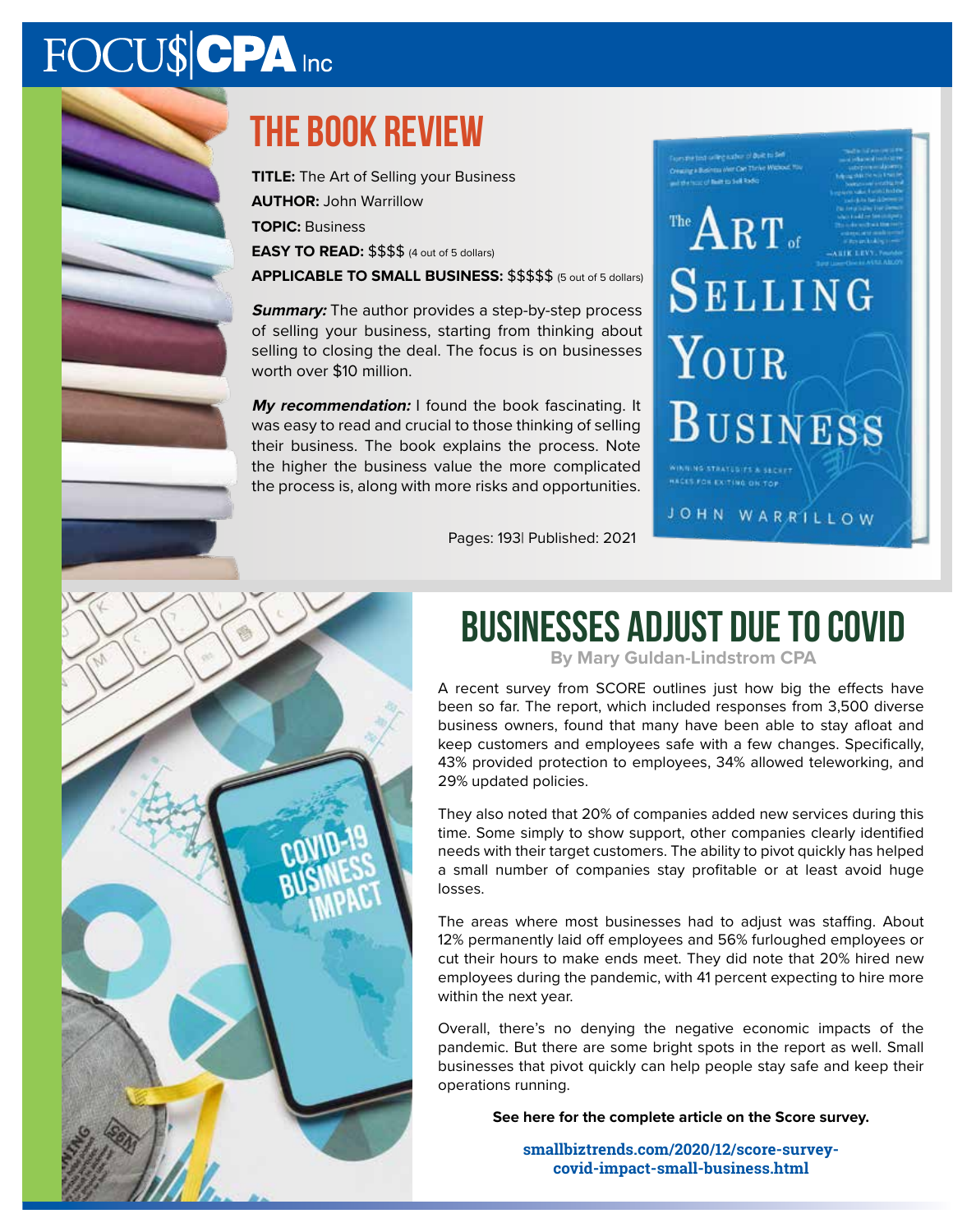# THE BOOK REVIEW

**TITLE:** The Art of Selling your Business
**AUTHOR:** John Warrillow
**TOPIC:** Business
**EASY TO READ:** $$$$ (4 out of 5 dollars)
**APPLICABLE TO SMALL BUSINESS:** $$$$$ (5 out of 5 dollars)

***Summary:*** The author provides a step-by-step process of selling your business, starting from thinking about selling to closing the deal. The focus is on businesses worth over $10 million.

***My recommendation:*** I found the book fascinating. It was easy to read and crucial to those thinking of selling their business. The book explains the process. Note the higher the business value the more complicated the process is, along with more risks and opportunities.

Pages: 193| Published: 2021

# BUSINESSES ADJUST DUE TO COVID

**By Mary Guldan-Lindstrom CPA**

A recent survey from SCORE outlines just how big the effects have been so far. The report, which included responses from 3,500 diverse business owners, found that many have been able to stay afloat and keep customers and employees safe with a few changes. Specifically, 43% provided protection to employees, 34% allowed teleworking, and 29% updated policies.

They also noted that 20% of companies added new services during this time. Some simply to show support, other companies clearly identified needs with their target customers. The ability to pivot quickly has helped a small number of companies stay profitable or at least avoid huge losses.

The areas where most businesses had to adjust was staffing. About 12% permanently laid off employees and 56% furloughed employees or cut their hours to make ends meet. They did note that 20% hired new employees during the pandemic, with 41 percent expecting to hire more within the next year.

Overall, there's no denying the negative economic impacts of the pandemic. But there are some bright spots in the report as well. Small businesses that pivot quickly can help people stay safe and keep their operations running.

**See here for the complete article on the Score survey.**

**smallbiztrends.com/2020/12/score-survey-covid-impact-small-business.html**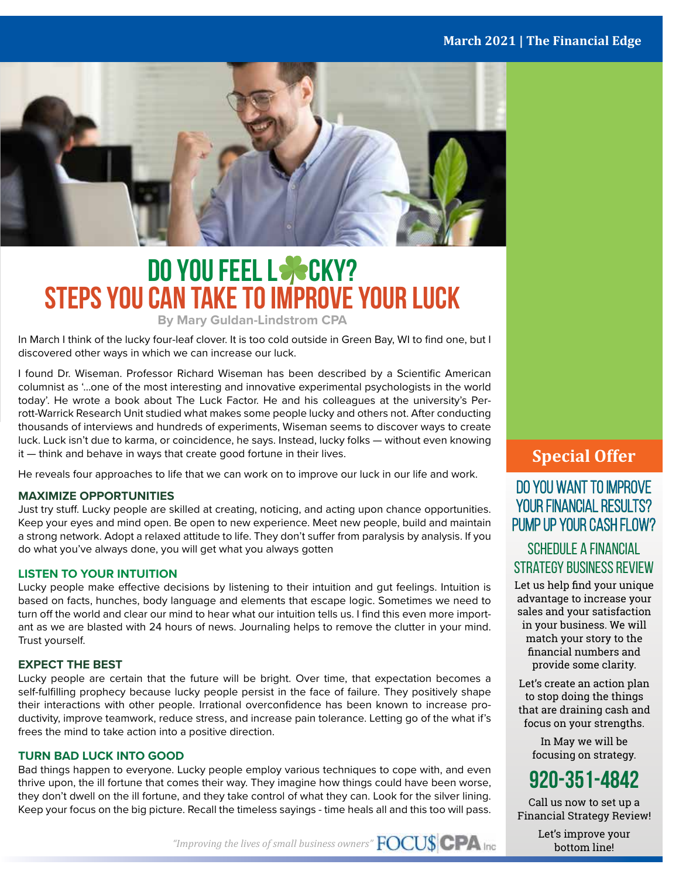# DO YOU FEEL LUCKY?
## STEPS YOU CAN TAKE TO IMPROVE YOUR LUCK

**By Mary Guldan-Lindstrom CPA**

In March I think of the lucky four-leaf clover. It is too cold outside in Green Bay, WI to find one, but I discovered other ways in which we can increase our luck.

I found Dr. Wiseman. Professor Richard Wiseman has been described by a Scientific American columnist as '...one of the most interesting and innovative experimental psychologists in the world today'. He wrote a book about The Luck Factor. He and his colleagues at the university's Perrott-Warrick Research Unit studied what makes some people lucky and others not. After conducting thousands of interviews and hundreds of experiments, Wiseman seems to discover ways to create luck. Luck isn't due to karma, or coincidence, he says. Instead, lucky folks — without even knowing it — think and behave in ways that create good fortune in their lives.

He reveals four approaches to life that we can work on to improve our luck in our life and work.

### MAXIMIZE OPPORTUNITIES

Just try stuff. Lucky people are skilled at creating, noticing, and acting upon chance opportunities. Keep your eyes and mind open. Be open to new experience. Meet new people, build and maintain a strong network. Adopt a relaxed attitude to life. They don't suffer from paralysis by analysis. If you do what you've always done, you will get what you always gotten

### LISTEN TO YOUR INTUITION

Lucky people make effective decisions by listening to their intuition and gut feelings. Intuition is based on facts, hunches, body language and elements that escape logic. Sometimes we need to turn off the world and clear our mind to hear what our intuition tells us. I find this even more important as we are blasted with 24 hours of news. Journaling helps to remove the clutter in your mind. Trust yourself.

### EXPECT THE BEST

Lucky people are certain that the future will be bright. Over time, that expectation becomes a self-fulfilling prophecy because lucky people persist in the face of failure. They positively shape their interactions with other people. Irrational overconfidence has been known to increase productivity, improve teamwork, reduce stress, and increase pain tolerance. Letting go of the what if's frees the mind to take action into a positive direction.

### TURN BAD LUCK INTO GOOD

Bad things happen to everyone. Lucky people employ various techniques to cope with, and even thrive upon, the ill fortune that comes their way. They imagine how things could have been worse, they don't dwell on the ill fortune, and they take control of what they can. Look for the silver lining. Keep your focus on the big picture. Recall the timeless sayings - time heals all and this too will pass.

*"Improving the lives of small business owners"* FOCU$ CPA Inc

## Special Offer

### DO YOU WANT TO IMPROVE YOUR FINANCIAL RESULTS? PUMP UP YOUR CASH FLOW?

### SCHEDULE A FINANCIAL STRATEGY BUSINESS REVIEW

Let us help find your unique advantage to increase your sales and your satisfaction in your business. We will match your story to the financial numbers and provide some clarity.

Let's create an action plan to stop doing the things that are draining cash and focus on your strengths.

In May we will be focusing on strategy.

**920-351-4842**

Call us now to set up a Financial Strategy Review!

Let's improve your bottom line!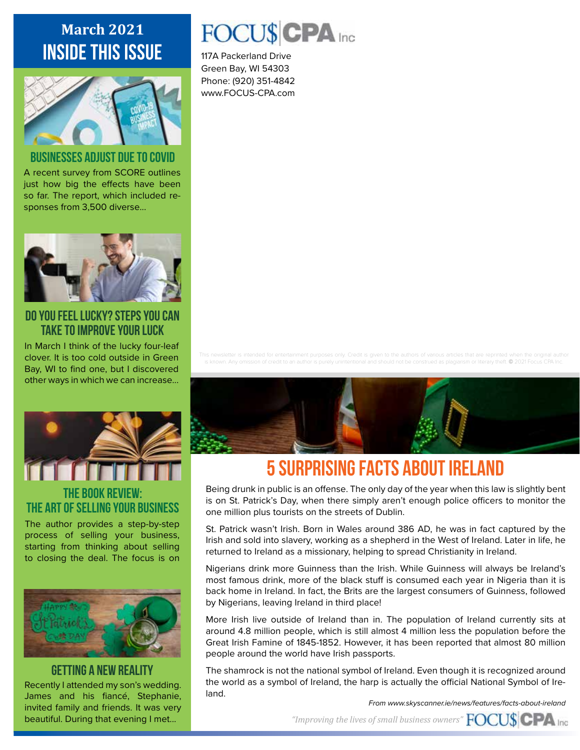# March 2021

## INSIDE THIS ISSUE

### BUSINESSES ADJUST DUE TO COVID

A recent survey from SCORE outlines just how big the effects have been so far. The report, which included responses from 3,500 diverse...

### DO YOU FEEL LUCKY? STEPS YOU CAN TAKE TO IMPROVE YOUR LUCK

In March I think of the lucky four-leaf clover. It is too cold outside in Green Bay, WI to find one, but I discovered other ways in which we can increase...

### THE BOOK REVIEW: THE ART OF SELLING YOUR BUSINESS

The author provides a step-by-step process of selling your business, starting from thinking about selling to closing the deal. The focus is on

### GETTING A NEW REALITY

Recently I attended my son's wedding. James and his fiancé, Stephanie, invited family and friends. It was very beautiful. During that evening I met...

---

FOCU$|CPA Inc

117A Packerland Drive
Green Bay, WI 54303
Phone: (920) 351-4842
www.FOCUS-CPA.com

This newsletter is intended for entertainment purposes only. Credit is given to the authors of various articles that are reprinted when the original author is known. Any omission of credit to an author is purely unintentional and should not be construed as plagiarism or literary theft. © 2021 Focus CPA Inc.

## 5 SURPRISING FACTS ABOUT IRELAND

Being drunk in public is an offense. The only day of the year when this law is slightly bent is on St. Patrick's Day, when there simply aren't enough police officers to monitor the one million plus tourists on the streets of Dublin.

St. Patrick wasn't Irish. Born in Wales around 386 AD, he was in fact captured by the Irish and sold into slavery, working as a shepherd in the West of Ireland. Later in life, he returned to Ireland as a missionary, helping to spread Christianity in Ireland.

Nigerians drink more Guinness than the Irish. While Guinness will always be Ireland's most famous drink, more of the black stuff is consumed each year in Nigeria than it is back home in Ireland. In fact, the Brits are the largest consumers of Guinness, followed by Nigerians, leaving Ireland in third place!

More Irish live outside of Ireland than in. The population of Ireland currently sits at around 4.8 million people, which is still almost 4 million less the population before the Great Irish Famine of 1845-1852. However, it has been reported that almost 80 million people around the world have Irish passports.

The shamrock is not the national symbol of Ireland. Even though it is recognized around the world as a symbol of Ireland, the harp is actually the official National Symbol of Ireland.

*From www.skyscanner.ie/news/features/facts-about-ireland*

*"Improving the lives of small business owners"* FOCU$|CPA Inc